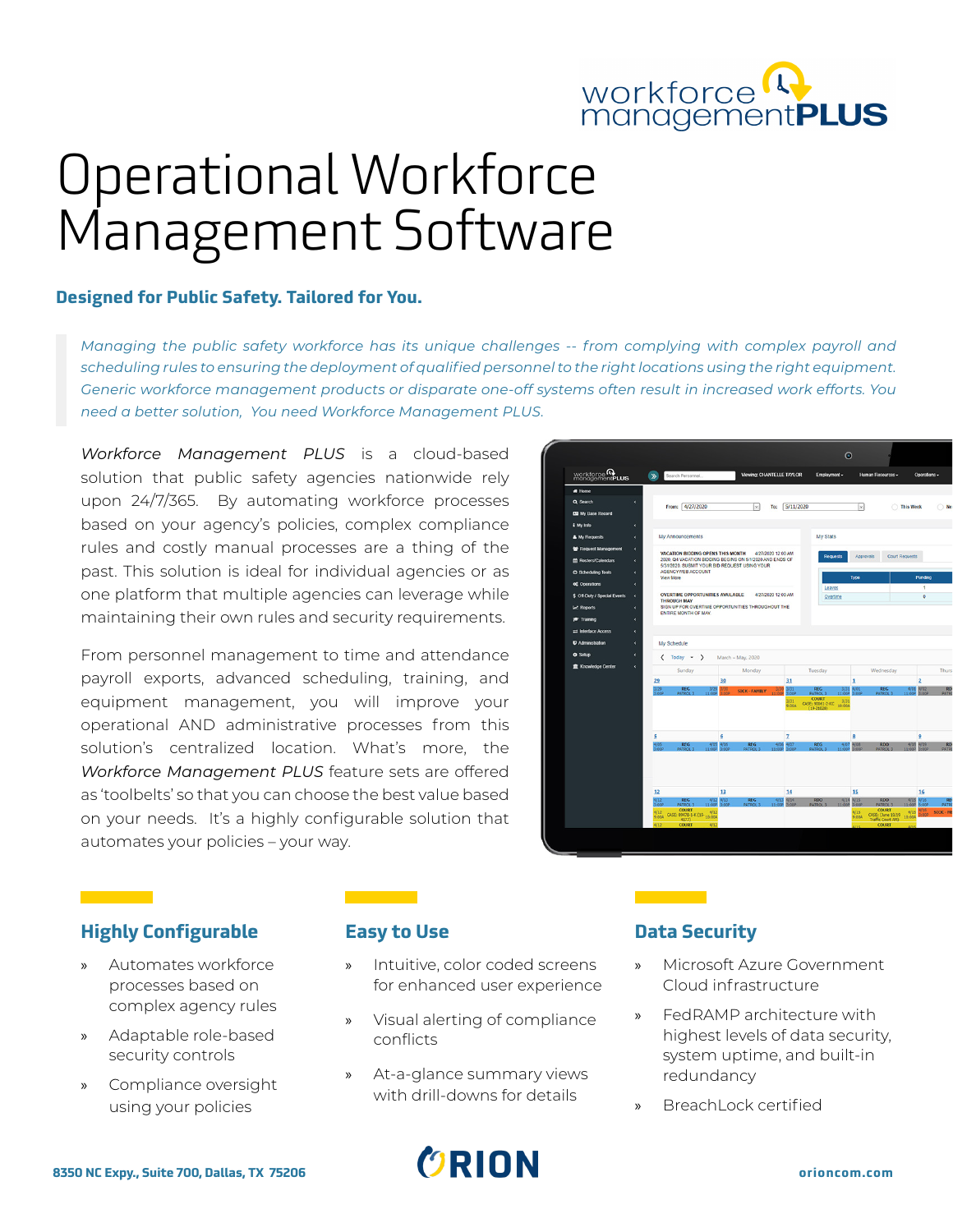# Operational Workforce Management Software

## Designed for Public Safety. Tailored for You.

*Managing the public safety workforce has its unique challenges -- from complying with complex payroll and scheduling rules to ensuring the deployment of qualified personnel to the right locations using the right equipment. Generic workforce management products or disparate one-off systems often result in increased work efforts. You need a better solution, You need Workforce Management PLUS.*

*Workforce Management PLUS* is a cloud-based solution that public safety agencies nationwide rely upon 24/7/365. By automating workforce processes based on your agency's policies, complex compliance rules and costly manual processes are a thing of the past. This solution is ideal for individual agencies or as one platform that multiple agencies can leverage while maintaining their own rules and security requirements.

From personnel management to time and attendance payroll exports, advanced scheduling, training, and equipment management, you will improve your operational AND administrative processes from this solution's centralized location. What's more, the *Workforce Management PLUS* feature sets are offered as 'toolbelts' so that you can choose the best value based on your needs. It's a highly configurable solution that automates your policies – your way.

### Highly Configurable

- Automates workforce processes based on complex agency rules
- Adaptable role-based security controls
- Compliance oversight using your policies

### Easy to Use

- Intuitive, color coded screens for enhanced user experience
- Visual alerting of compliance conflicts
- At-a-glance summary views with drill-downs for details

### Data Security

- Microsoft Azure Government Cloud infrastructure
- FedRAMP architecture with highest levels of data security, system uptime, and built-in redundancy
- BreachLock certified

8350 NC Expy., Suite 700, Dallas, TX 75206

ORION

orioncom.com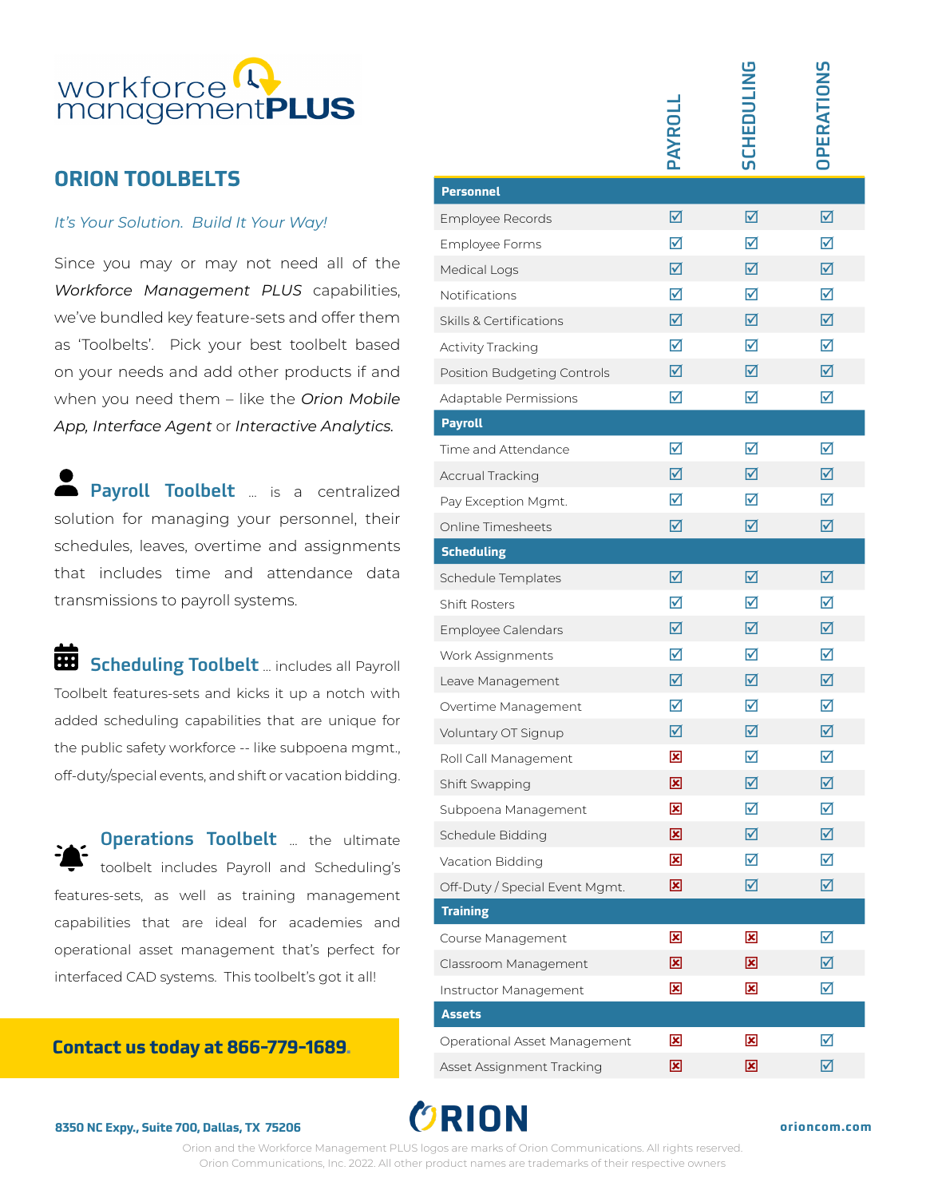workforce managementPLUS

## ORION TOOLBELTS

*It's Your Solution. Build It Your Way!*

Since you may or may not need all of the *Workforce Management PLUS* capabilities, we've bundled key feature-sets and offer them as 'Toolbelts'. Pick your best toolbelt based on your needs and add other products if and when you need them – like the *Orion Mobile App, Interface Agent* or *Interactive Analytics.*

**Payroll Toolbelt** ... is a centralized solution for managing your personnel, their schedules, leaves, overtime and assignments that includes time and attendance data transmissions to payroll systems.

**Scheduling Toolbelt** ... includes all Payroll Toolbelt features-sets and kicks it up a notch with added scheduling capabilities that are unique for the public safety workforce -- like subpoena mgmt., off-duty/special events, and shift or vacation bidding.

**Operations Toolbelt** ... the ultimate toolbelt includes Payroll and Scheduling's features-sets, as well as training management capabilities that are ideal for academies and operational asset management that's perfect for interfaced CAD systems. This toolbelt's got it all!

**Contact us today at 866-779-1689.**

| | PAYROLL | SCHEDULING | OPERATIONS |
|---|---|---|---|
| **Personnel** | | | |
| Employee Records | ☑ | ☑ | ☑ |
| Employee Forms | ☑ | ☑ | ☑ |
| Medical Logs | ☑ | ☑ | ☑ |
| Notifications | ☑ | ☑ | ☑ |
| Skills & Certifications | ☑ | ☑ | ☑ |
| Activity Tracking | ☑ | ☑ | ☑ |
| Position Budgeting Controls | ☑ | ☑ | ☑ |
| Adaptable Permissions | ☑ | ☑ | ☑ |
| **Payroll** | | | |
| Time and Attendance | ☑ | ☑ | ☑ |
| Accrual Tracking | ☑ | ☑ | ☑ |
| Pay Exception Mgmt. | ☑ | ☑ | ☑ |
| Online Timesheets | ☑ | ☑ | ☑ |
| **Scheduling** | | | |
| Schedule Templates | ☑ | ☑ | ☑ |
| Shift Rosters | ☑ | ☑ | ☑ |
| Employee Calendars | ☑ | ☑ | ☑ |
| Work Assignments | ☑ | ☑ | ☑ |
| Leave Management | ☑ | ☑ | ☑ |
| Overtime Management | ☑ | ☑ | ☑ |
| Voluntary OT Signup | ☑ | ☑ | ☑ |
| Roll Call Management | ☒ | ☑ | ☑ |
| Shift Swapping | ☒ | ☑ | ☑ |
| Subpoena Management | ☒ | ☑ | ☑ |
| Schedule Bidding | ☒ | ☑ | ☑ |
| Vacation Bidding | ☒ | ☑ | ☑ |
| Off-Duty / Special Event Mgmt. | ☒ | ☑ | ☑ |
| **Training** | | | |
| Course Management | ☒ | ☒ | ☑ |
| Classroom Management | ☒ | ☒ | ☑ |
| Instructor Management | ☒ | ☒ | ☑ |
| **Assets** | | | |
| Operational Asset Management | ☒ | ☒ | ☑ |
| Asset Assignment Tracking | ☒ | ☒ | ☑ |

**8350 NC Expy., Suite 700, Dallas, TX 75206**

ORION

**orioncom.com**

Orion and the Workforce Management PLUS logos are marks of Orion Communications. All rights reserved. Orion Communications, Inc. 2022. All other product names are trademarks of their respective owners